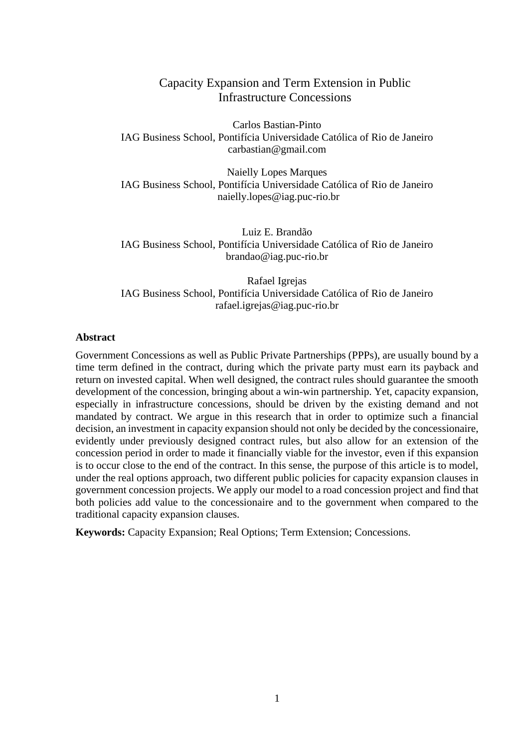# Capacity Expansion and Term Extension in Public Infrastructure Concessions

Carlos Bastian-Pinto
IAG Business School, Pontifícia Universidade Católica of Rio de Janeiro
carbastian@gmail.com

Naielly Lopes Marques
IAG Business School, Pontifícia Universidade Católica of Rio de Janeiro
naielly.lopes@iag.puc-rio.br

Luiz E. Brandão
IAG Business School, Pontifícia Universidade Católica of Rio de Janeiro
brandao@iag.puc-rio.br

Rafael Igrejas
IAG Business School, Pontifícia Universidade Católica of Rio de Janeiro
rafael.igrejas@iag.puc-rio.br

## Abstract

Government Concessions as well as Public Private Partnerships (PPPs), are usually bound by a time term defined in the contract, during which the private party must earn its payback and return on invested capital. When well designed, the contract rules should guarantee the smooth development of the concession, bringing about a win-win partnership. Yet, capacity expansion, especially in infrastructure concessions, should be driven by the existing demand and not mandated by contract. We argue in this research that in order to optimize such a financial decision, an investment in capacity expansion should not only be decided by the concessionaire, evidently under previously designed contract rules, but also allow for an extension of the concession period in order to made it financially viable for the investor, even if this expansion is to occur close to the end of the contract. In this sense, the purpose of this article is to model, under the real options approach, two different public policies for capacity expansion clauses in government concession projects. We apply our model to a road concession project and find that both policies add value to the concessionaire and to the government when compared to the traditional capacity expansion clauses.

**Keywords:** Capacity Expansion; Real Options; Term Extension; Concessions.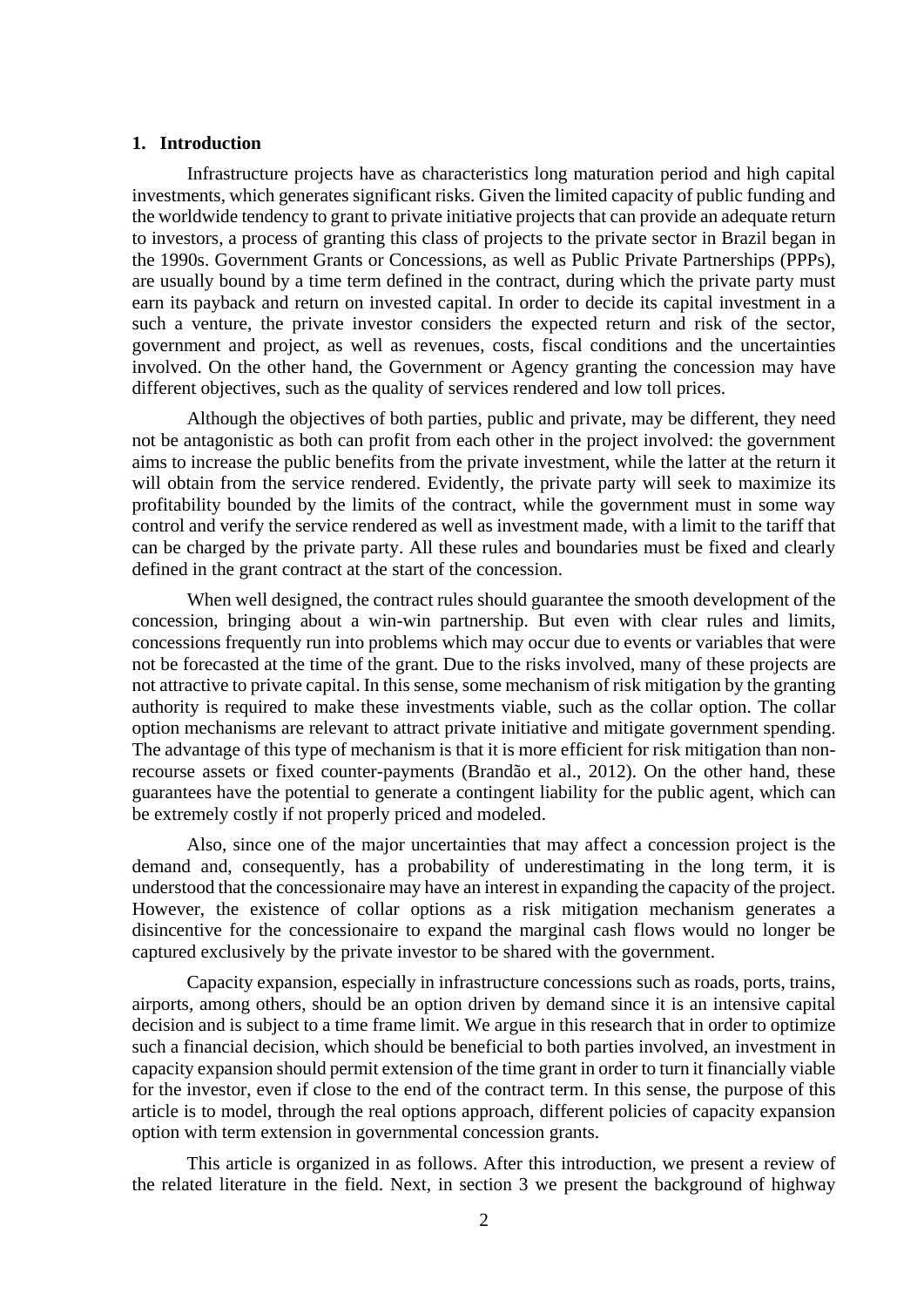## 1. Introduction

Infrastructure projects have as characteristics long maturation period and high capital investments, which generates significant risks. Given the limited capacity of public funding and the worldwide tendency to grant to private initiative projects that can provide an adequate return to investors, a process of granting this class of projects to the private sector in Brazil began in the 1990s. Government Grants or Concessions, as well as Public Private Partnerships (PPPs), are usually bound by a time term defined in the contract, during which the private party must earn its payback and return on invested capital. In order to decide its capital investment in a such a venture, the private investor considers the expected return and risk of the sector, government and project, as well as revenues, costs, fiscal conditions and the uncertainties involved. On the other hand, the Government or Agency granting the concession may have different objectives, such as the quality of services rendered and low toll prices.

Although the objectives of both parties, public and private, may be different, they need not be antagonistic as both can profit from each other in the project involved: the government aims to increase the public benefits from the private investment, while the latter at the return it will obtain from the service rendered. Evidently, the private party will seek to maximize its profitability bounded by the limits of the contract, while the government must in some way control and verify the service rendered as well as investment made, with a limit to the tariff that can be charged by the private party. All these rules and boundaries must be fixed and clearly defined in the grant contract at the start of the concession.

When well designed, the contract rules should guarantee the smooth development of the concession, bringing about a win-win partnership. But even with clear rules and limits, concessions frequently run into problems which may occur due to events or variables that were not be forecasted at the time of the grant. Due to the risks involved, many of these projects are not attractive to private capital. In this sense, some mechanism of risk mitigation by the granting authority is required to make these investments viable, such as the collar option. The collar option mechanisms are relevant to attract private initiative and mitigate government spending. The advantage of this type of mechanism is that it is more efficient for risk mitigation than non-recourse assets or fixed counter-payments (Brandão et al., 2012). On the other hand, these guarantees have the potential to generate a contingent liability for the public agent, which can be extremely costly if not properly priced and modeled.

Also, since one of the major uncertainties that may affect a concession project is the demand and, consequently, has a probability of underestimating in the long term, it is understood that the concessionaire may have an interest in expanding the capacity of the project. However, the existence of collar options as a risk mitigation mechanism generates a disincentive for the concessionaire to expand the marginal cash flows would no longer be captured exclusively by the private investor to be shared with the government.

Capacity expansion, especially in infrastructure concessions such as roads, ports, trains, airports, among others, should be an option driven by demand since it is an intensive capital decision and is subject to a time frame limit. We argue in this research that in order to optimize such a financial decision, which should be beneficial to both parties involved, an investment in capacity expansion should permit extension of the time grant in order to turn it financially viable for the investor, even if close to the end of the contract term. In this sense, the purpose of this article is to model, through the real options approach, different policies of capacity expansion option with term extension in governmental concession grants.

This article is organized in as follows. After this introduction, we present a review of the related literature in the field. Next, in section 3 we present the background of highway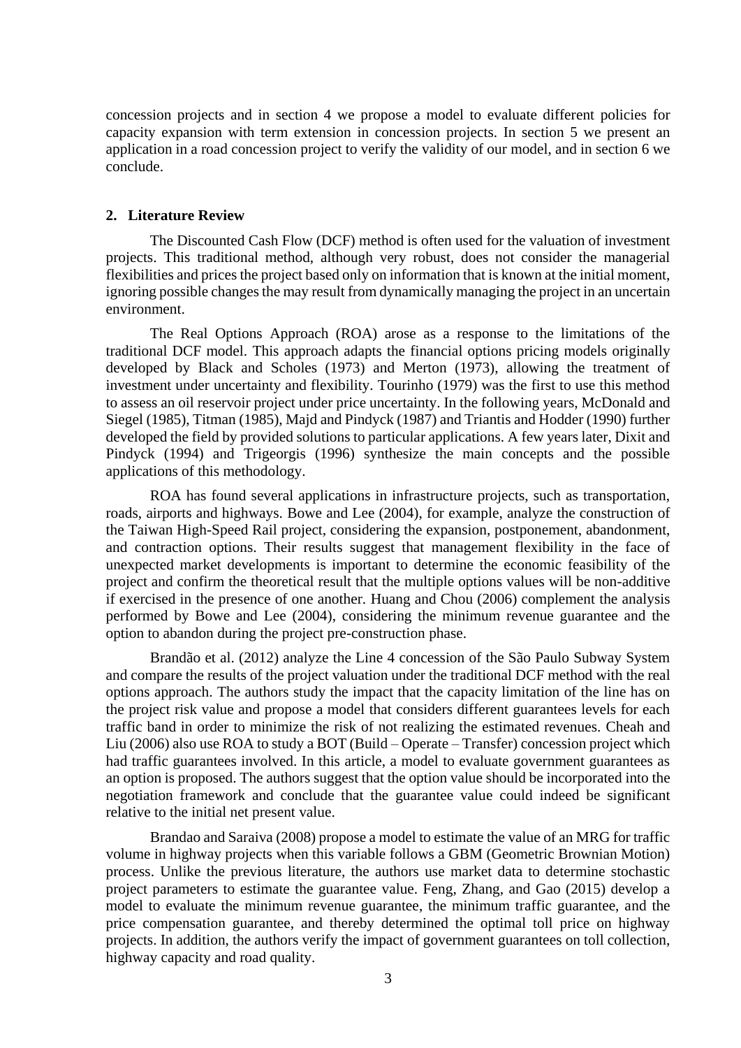concession projects and in section 4 we propose a model to evaluate different policies for capacity expansion with term extension in concession projects. In section 5 we present an application in a road concession project to verify the validity of our model, and in section 6 we conclude.

## 2. Literature Review

The Discounted Cash Flow (DCF) method is often used for the valuation of investment projects. This traditional method, although very robust, does not consider the managerial flexibilities and prices the project based only on information that is known at the initial moment, ignoring possible changes the may result from dynamically managing the project in an uncertain environment.

The Real Options Approach (ROA) arose as a response to the limitations of the traditional DCF model. This approach adapts the financial options pricing models originally developed by Black and Scholes (1973) and Merton (1973), allowing the treatment of investment under uncertainty and flexibility. Tourinho (1979) was the first to use this method to assess an oil reservoir project under price uncertainty. In the following years, McDonald and Siegel (1985), Titman (1985), Majd and Pindyck (1987) and Triantis and Hodder (1990) further developed the field by provided solutions to particular applications. A few years later, Dixit and Pindyck (1994) and Trigeorgis (1996) synthesize the main concepts and the possible applications of this methodology.

ROA has found several applications in infrastructure projects, such as transportation, roads, airports and highways. Bowe and Lee (2004), for example, analyze the construction of the Taiwan High-Speed Rail project, considering the expansion, postponement, abandonment, and contraction options. Their results suggest that management flexibility in the face of unexpected market developments is important to determine the economic feasibility of the project and confirm the theoretical result that the multiple options values will be non-additive if exercised in the presence of one another. Huang and Chou (2006) complement the analysis performed by Bowe and Lee (2004), considering the minimum revenue guarantee and the option to abandon during the project pre-construction phase.

Brandão et al. (2012) analyze the Line 4 concession of the São Paulo Subway System and compare the results of the project valuation under the traditional DCF method with the real options approach. The authors study the impact that the capacity limitation of the line has on the project risk value and propose a model that considers different guarantees levels for each traffic band in order to minimize the risk of not realizing the estimated revenues. Cheah and Liu (2006) also use ROA to study a BOT (Build – Operate – Transfer) concession project which had traffic guarantees involved. In this article, a model to evaluate government guarantees as an option is proposed. The authors suggest that the option value should be incorporated into the negotiation framework and conclude that the guarantee value could indeed be significant relative to the initial net present value.

Brandao and Saraiva (2008) propose a model to estimate the value of an MRG for traffic volume in highway projects when this variable follows a GBM (Geometric Brownian Motion) process. Unlike the previous literature, the authors use market data to determine stochastic project parameters to estimate the guarantee value. Feng, Zhang, and Gao (2015) develop a model to evaluate the minimum revenue guarantee, the minimum traffic guarantee, and the price compensation guarantee, and thereby determined the optimal toll price on highway projects. In addition, the authors verify the impact of government guarantees on toll collection, highway capacity and road quality.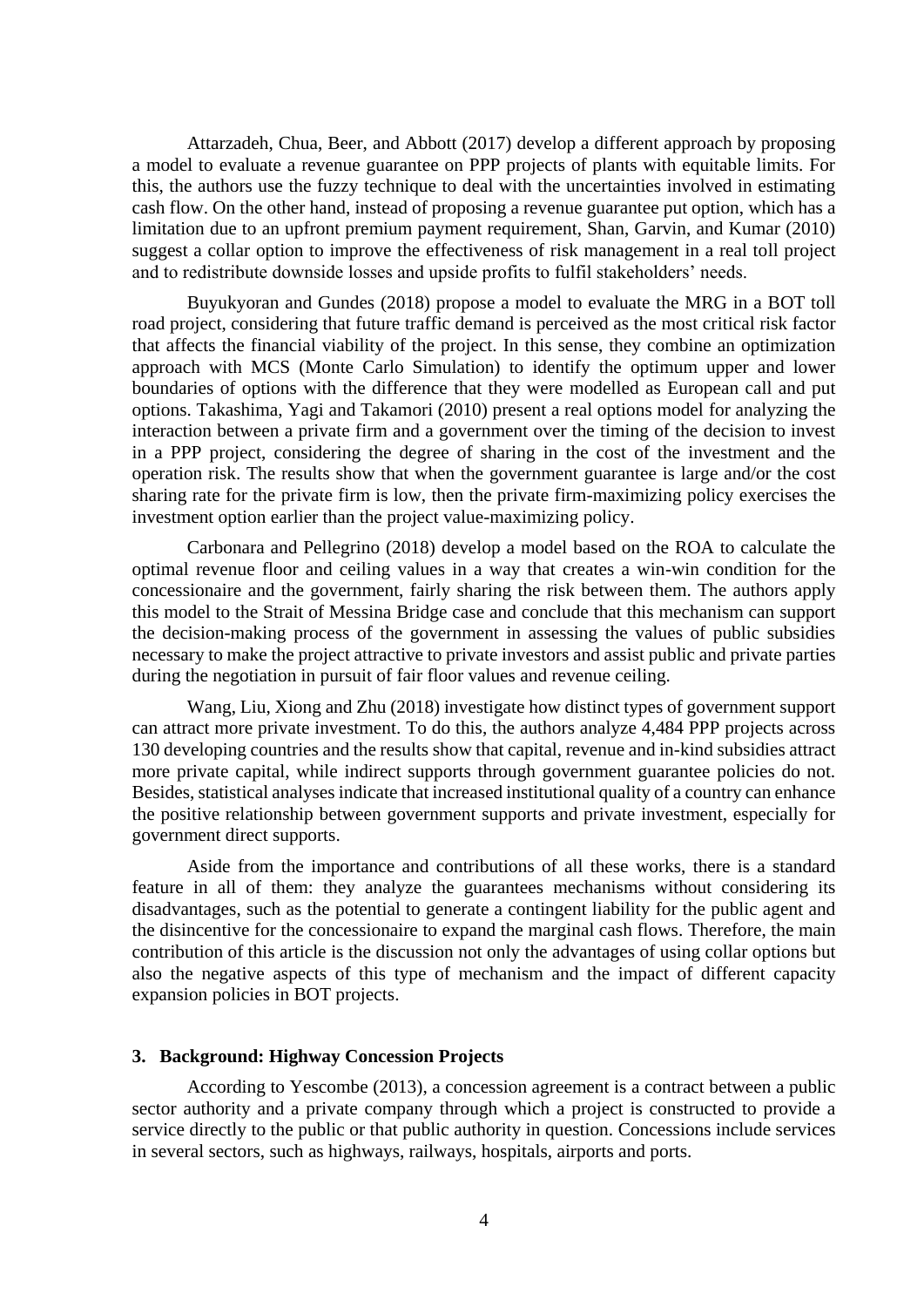Attarzadeh, Chua, Beer, and Abbott (2017) develop a different approach by proposing a model to evaluate a revenue guarantee on PPP projects of plants with equitable limits. For this, the authors use the fuzzy technique to deal with the uncertainties involved in estimating cash flow. On the other hand, instead of proposing a revenue guarantee put option, which has a limitation due to an upfront premium payment requirement, Shan, Garvin, and Kumar (2010) suggest a collar option to improve the effectiveness of risk management in a real toll project and to redistribute downside losses and upside profits to fulfil stakeholders' needs.

Buyukyoran and Gundes (2018) propose a model to evaluate the MRG in a BOT toll road project, considering that future traffic demand is perceived as the most critical risk factor that affects the financial viability of the project. In this sense, they combine an optimization approach with MCS (Monte Carlo Simulation) to identify the optimum upper and lower boundaries of options with the difference that they were modelled as European call and put options. Takashima, Yagi and Takamori (2010) present a real options model for analyzing the interaction between a private firm and a government over the timing of the decision to invest in a PPP project, considering the degree of sharing in the cost of the investment and the operation risk. The results show that when the government guarantee is large and/or the cost sharing rate for the private firm is low, then the private firm-maximizing policy exercises the investment option earlier than the project value-maximizing policy.

Carbonara and Pellegrino (2018) develop a model based on the ROA to calculate the optimal revenue floor and ceiling values in a way that creates a win-win condition for the concessionaire and the government, fairly sharing the risk between them. The authors apply this model to the Strait of Messina Bridge case and conclude that this mechanism can support the decision-making process of the government in assessing the values of public subsidies necessary to make the project attractive to private investors and assist public and private parties during the negotiation in pursuit of fair floor values and revenue ceiling.

Wang, Liu, Xiong and Zhu (2018) investigate how distinct types of government support can attract more private investment. To do this, the authors analyze 4,484 PPP projects across 130 developing countries and the results show that capital, revenue and in-kind subsidies attract more private capital, while indirect supports through government guarantee policies do not. Besides, statistical analyses indicate that increased institutional quality of a country can enhance the positive relationship between government supports and private investment, especially for government direct supports.

Aside from the importance and contributions of all these works, there is a standard feature in all of them: they analyze the guarantees mechanisms without considering its disadvantages, such as the potential to generate a contingent liability for the public agent and the disincentive for the concessionaire to expand the marginal cash flows. Therefore, the main contribution of this article is the discussion not only the advantages of using collar options but also the negative aspects of this type of mechanism and the impact of different capacity expansion policies in BOT projects.

## 3. Background: Highway Concession Projects

According to Yescombe (2013), a concession agreement is a contract between a public sector authority and a private company through which a project is constructed to provide a service directly to the public or that public authority in question. Concessions include services in several sectors, such as highways, railways, hospitals, airports and ports.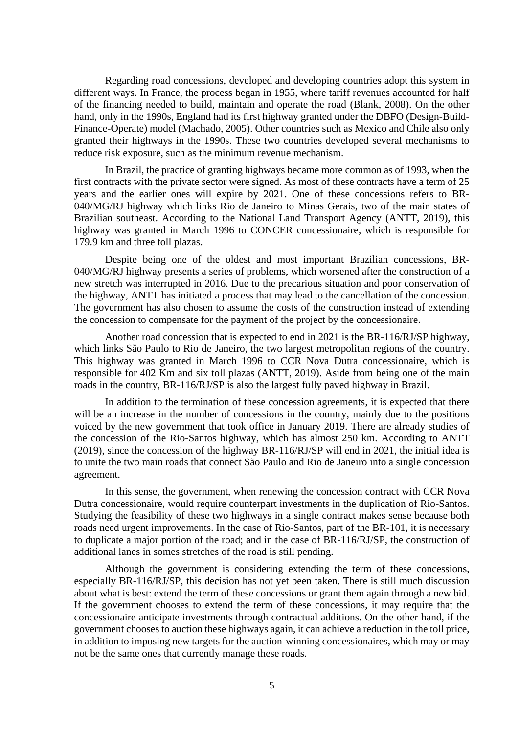Regarding road concessions, developed and developing countries adopt this system in different ways. In France, the process began in 1955, where tariff revenues accounted for half of the financing needed to build, maintain and operate the road (Blank, 2008). On the other hand, only in the 1990s, England had its first highway granted under the DBFO (Design-Build-Finance-Operate) model (Machado, 2005). Other countries such as Mexico and Chile also only granted their highways in the 1990s. These two countries developed several mechanisms to reduce risk exposure, such as the minimum revenue mechanism.

In Brazil, the practice of granting highways became more common as of 1993, when the first contracts with the private sector were signed. As most of these contracts have a term of 25 years and the earlier ones will expire by 2021. One of these concessions refers to BR-040/MG/RJ highway which links Rio de Janeiro to Minas Gerais, two of the main states of Brazilian southeast. According to the National Land Transport Agency (ANTT, 2019), this highway was granted in March 1996 to CONCER concessionaire, which is responsible for 179.9 km and three toll plazas.

Despite being one of the oldest and most important Brazilian concessions, BR-040/MG/RJ highway presents a series of problems, which worsened after the construction of a new stretch was interrupted in 2016. Due to the precarious situation and poor conservation of the highway, ANTT has initiated a process that may lead to the cancellation of the concession. The government has also chosen to assume the costs of the construction instead of extending the concession to compensate for the payment of the project by the concessionaire.

Another road concession that is expected to end in 2021 is the BR-116/RJ/SP highway, which links São Paulo to Rio de Janeiro, the two largest metropolitan regions of the country. This highway was granted in March 1996 to CCR Nova Dutra concessionaire, which is responsible for 402 Km and six toll plazas (ANTT, 2019). Aside from being one of the main roads in the country, BR-116/RJ/SP is also the largest fully paved highway in Brazil.

In addition to the termination of these concession agreements, it is expected that there will be an increase in the number of concessions in the country, mainly due to the positions voiced by the new government that took office in January 2019. There are already studies of the concession of the Rio-Santos highway, which has almost 250 km. According to ANTT (2019), since the concession of the highway BR-116/RJ/SP will end in 2021, the initial idea is to unite the two main roads that connect São Paulo and Rio de Janeiro into a single concession agreement.

In this sense, the government, when renewing the concession contract with CCR Nova Dutra concessionaire, would require counterpart investments in the duplication of Rio-Santos. Studying the feasibility of these two highways in a single contract makes sense because both roads need urgent improvements. In the case of Rio-Santos, part of the BR-101, it is necessary to duplicate a major portion of the road; and in the case of BR-116/RJ/SP, the construction of additional lanes in somes stretches of the road is still pending.

Although the government is considering extending the term of these concessions, especially BR-116/RJ/SP, this decision has not yet been taken. There is still much discussion about what is best: extend the term of these concessions or grant them again through a new bid. If the government chooses to extend the term of these concessions, it may require that the concessionaire anticipate investments through contractual additions. On the other hand, if the government chooses to auction these highways again, it can achieve a reduction in the toll price, in addition to imposing new targets for the auction-winning concessionaires, which may or may not be the same ones that currently manage these roads.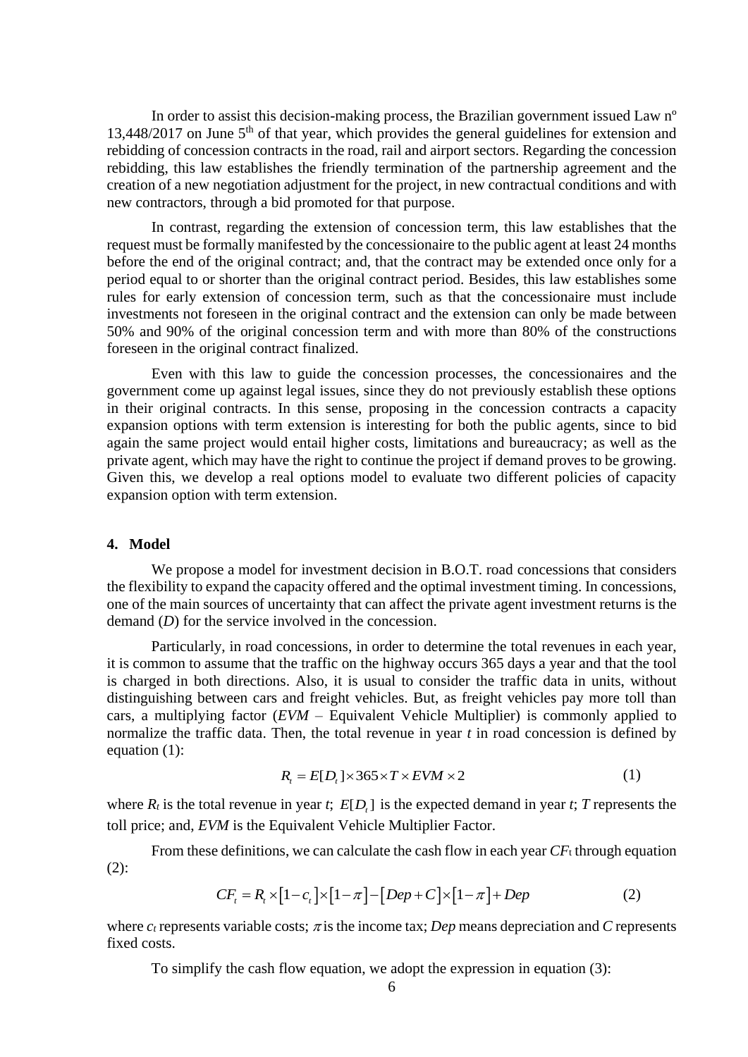In order to assist this decision-making process, the Brazilian government issued Law nº 13,448/2017 on June 5th of that year, which provides the general guidelines for extension and rebidding of concession contracts in the road, rail and airport sectors. Regarding the concession rebidding, this law establishes the friendly termination of the partnership agreement and the creation of a new negotiation adjustment for the project, in new contractual conditions and with new contractors, through a bid promoted for that purpose.

In contrast, regarding the extension of concession term, this law establishes that the request must be formally manifested by the concessionaire to the public agent at least 24 months before the end of the original contract; and, that the contract may be extended once only for a period equal to or shorter than the original contract period. Besides, this law establishes some rules for early extension of concession term, such as that the concessionaire must include investments not foreseen in the original contract and the extension can only be made between 50% and 90% of the original concession term and with more than 80% of the constructions foreseen in the original contract finalized.

Even with this law to guide the concession processes, the concessionaires and the government come up against legal issues, since they do not previously establish these options in their original contracts. In this sense, proposing in the concession contracts a capacity expansion options with term extension is interesting for both the public agents, since to bid again the same project would entail higher costs, limitations and bureaucracy; as well as the private agent, which may have the right to continue the project if demand proves to be growing. Given this, we develop a real options model to evaluate two different policies of capacity expansion option with term extension.

## 4. Model

We propose a model for investment decision in B.O.T. road concessions that considers the flexibility to expand the capacity offered and the optimal investment timing. In concessions, one of the main sources of uncertainty that can affect the private agent investment returns is the demand ($D$) for the service involved in the concession.

Particularly, in road concessions, in order to determine the total revenues in each year, it is common to assume that the traffic on the highway occurs 365 days a year and that the tool is charged in both directions. Also, it is usual to consider the traffic data in units, without distinguishing between cars and freight vehicles. But, as freight vehicles pay more toll than cars, a multiplying factor (*EVM* – Equivalent Vehicle Multiplier) is commonly applied to normalize the traffic data. Then, the total revenue in year $t$ in road concession is defined by equation (1):

$$R_t = E[D_t] \times 365 \times T \times EVM \times 2 \tag{1}$$

where $R_t$ is the total revenue in year $t$; $E[D_t]$ is the expected demand in year $t$; $T$ represents the toll price; and, *EVM* is the Equivalent Vehicle Multiplier Factor.

From these definitions, we can calculate the cash flow in each year $CF_t$ through equation (2):

$$CF_t = R_t \times [1 - c_t] \times [1 - \pi] - [Dep + C] \times [1 - \pi] + Dep \tag{2}$$

where $c_t$ represents variable costs; $\pi$ is the income tax; $Dep$ means depreciation and $C$ represents fixed costs.

To simplify the cash flow equation, we adopt the expression in equation (3):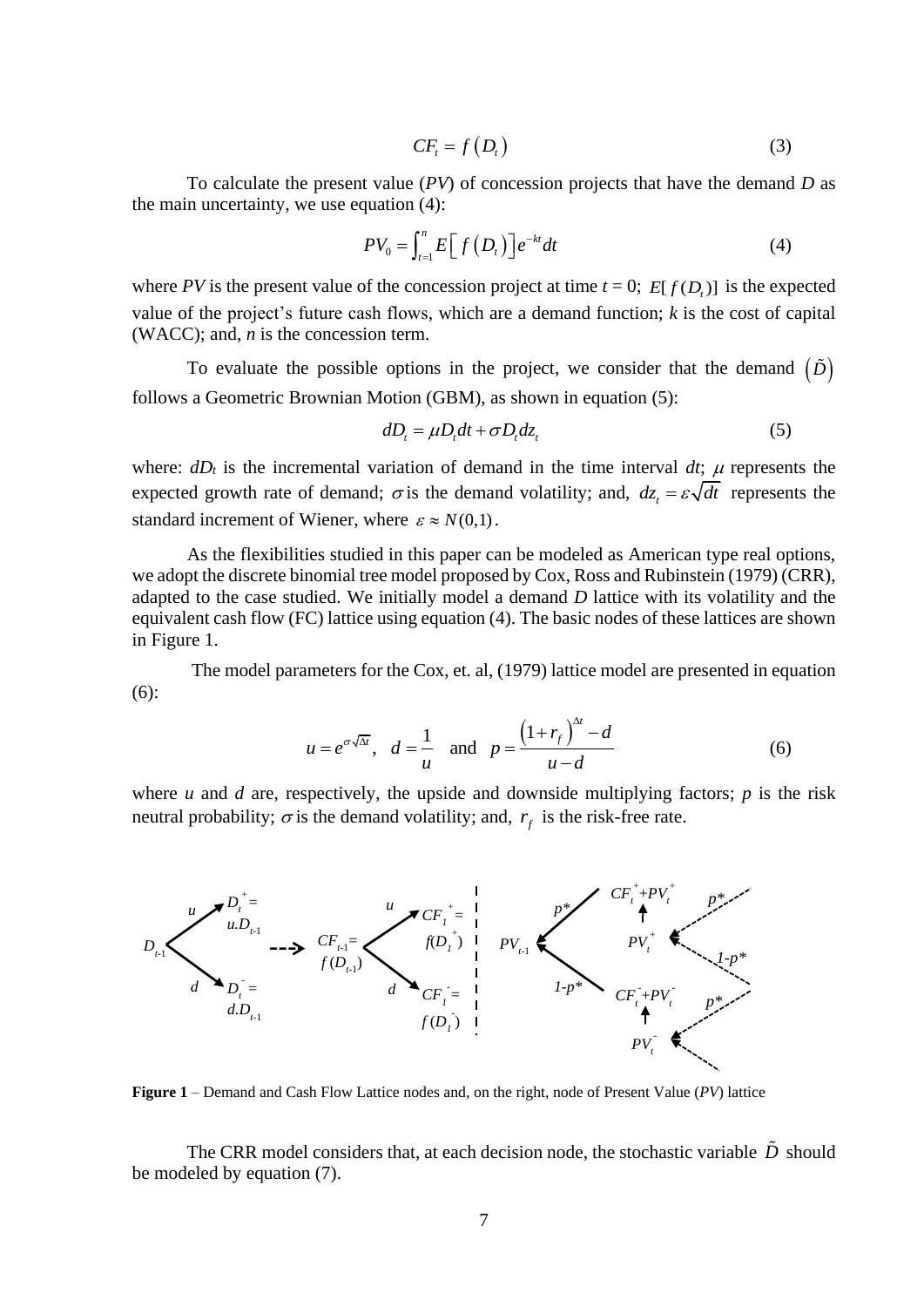$$CF_t = f\left(D_t\right) \tag{3}$$

To calculate the present value (*PV*) of concession projects that have the demand *D* as the main uncertainty, we use equation (4):

$$PV_0 = \int_{t=1}^{n} E\left[ f\left(D_t\right)\right] e^{-kt} dt \tag{4}$$

where *PV* is the present value of the concession project at time $t = 0$; $E[f(D_t)]$ is the expected value of the project's future cash flows, which are a demand function; *k* is the cost of capital (WACC); and, *n* is the concession term.

To evaluate the possible options in the project, we consider that the demand $\left(\tilde{D}\right)$ follows a Geometric Brownian Motion (GBM), as shown in equation (5):

$$dD_t = \mu D_t dt + \sigma D_t dz_t \tag{5}$$

where: $dD_t$ is the incremental variation of demand in the time interval $dt$; $\mu$ represents the expected growth rate of demand; $\sigma$ is the demand volatility; and, $dz_t = \varepsilon\sqrt{dt}$ represents the standard increment of Wiener, where $\varepsilon \approx N(0,1)$.

As the flexibilities studied in this paper can be modeled as American type real options, we adopt the discrete binomial tree model proposed by Cox, Ross and Rubinstein (1979) (CRR), adapted to the case studied. We initially model a demand *D* lattice with its volatility and the equivalent cash flow (FC) lattice using equation (4). The basic nodes of these lattices are shown in Figure 1.

The model parameters for the Cox, et. al, (1979) lattice model are presented in equation (6):

$$u = e^{\sigma\sqrt{\Delta t}}, \quad d = \frac{1}{u} \quad \text{and} \quad p = \frac{\left(1+r_f\right)^{\Delta t} - d}{u - d} \tag{6}$$

where *u* and *d* are, respectively, the upside and downside multiplying factors; *p* is the risk neutral probability; $\sigma$ is the demand volatility; and, $r_f$ is the risk-free rate.

**Figure 1** – Demand and Cash Flow Lattice nodes and, on the right, node of Present Value (*PV*) lattice

The CRR model considers that, at each decision node, the stochastic variable $\tilde{D}$ should be modeled by equation (7).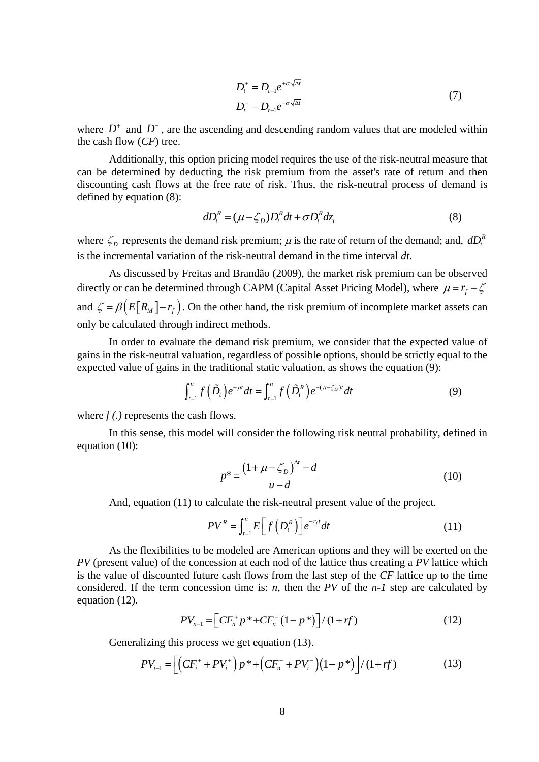$$D_t^+ = D_{t-1}e^{+\sigma\sqrt{\Delta t}}$$
$$D_t^- = D_{t-1}e^{-\sigma\sqrt{\Delta t}} \tag{7}$$

where $D^+$ and $D^-$, are the ascending and descending random values that are modeled within the cash flow (*CF*) tree.

Additionally, this option pricing model requires the use of the risk-neutral measure that can be determined by deducting the risk premium from the asset's rate of return and then discounting cash flows at the free rate of risk. Thus, the risk-neutral process of demand is defined by equation (8):

$$dD_t^R = (\mu - \zeta_D)D_t^R dt + \sigma D_t^R dz_t \tag{8}$$

where $\zeta_D$ represents the demand risk premium; $\mu$ is the rate of return of the demand; and, $dD_t^R$ is the incremental variation of the risk-neutral demand in the time interval *dt*.

As discussed by Freitas and Brandão (2009), the market risk premium can be observed directly or can be determined through CAPM (Capital Asset Pricing Model), where $\mu = r_f + \zeta$ and $\zeta = \beta\left(E\left[R_M\right] - r_f\right)$. On the other hand, the risk premium of incomplete market assets can only be calculated through indirect methods.

In order to evaluate the demand risk premium, we consider that the expected value of gains in the risk-neutral valuation, regardless of possible options, should be strictly equal to the expected value of gains in the traditional static valuation, as shows the equation (9):

$$\int_{t=1}^{n} f\left(\tilde{D}_t\right)e^{-\mu t}dt = \int_{t=1}^{n} f\left(\tilde{D}_t^R\right)e^{-(\mu-\zeta_D)t}dt \tag{9}$$

where *f (.)* represents the cash flows.

In this sense, this model will consider the following risk neutral probability, defined in equation (10):

$$p* = \frac{\left(1 + \mu - \zeta_D\right)^{\Delta t} - d}{u - d} \tag{10}$$

And, equation (11) to calculate the risk-neutral present value of the project.

$$PV^R = \int_{t=1}^{n} E\left[f\left(D_t^R\right)\right]e^{-r_f t}dt \tag{11}$$

As the flexibilities to be modeled are American options and they will be exerted on the *PV* (present value) of the concession at each nod of the lattice thus creating a *PV* lattice which is the value of discounted future cash flows from the last step of the *CF* lattice up to the time considered. If the term concession time is: *n*, then the *PV* of the *n-1* step are calculated by equation (12).

$$PV_{n-1} = \left[CF_n^+ p* + CF_n^-\left(1 - p*\right)\right]/(1 + rf) \tag{12}$$

Generalizing this process we get equation (13).

$$PV_{i-1} = \left[\left(CF_i^+ + PV_i^+\right)p* + \left(CF_n^- + PV_i^-\right)\left(1 - p*\right)\right]/(1 + rf) \tag{13}$$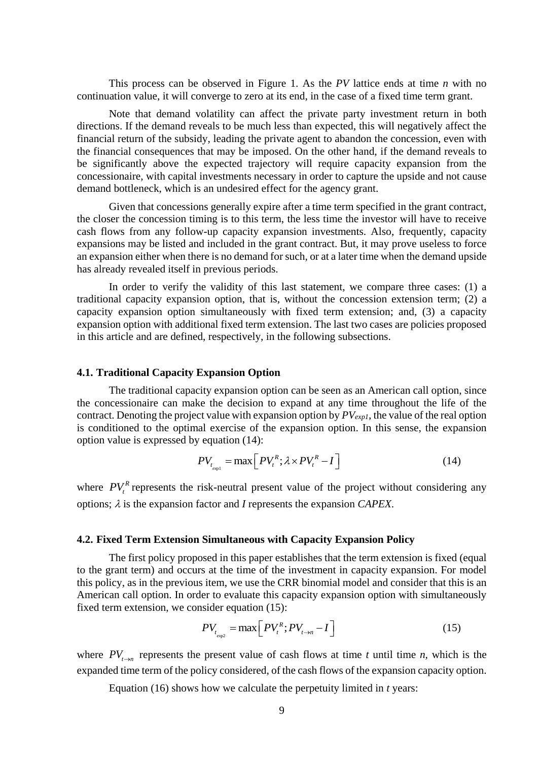This process can be observed in Figure 1. As the *PV* lattice ends at time *n* with no continuation value, it will converge to zero at its end, in the case of a fixed time term grant.

Note that demand volatility can affect the private party investment return in both directions. If the demand reveals to be much less than expected, this will negatively affect the financial return of the subsidy, leading the private agent to abandon the concession, even with the financial consequences that may be imposed. On the other hand, if the demand reveals to be significantly above the expected trajectory will require capacity expansion from the concessionaire, with capital investments necessary in order to capture the upside and not cause demand bottleneck, which is an undesired effect for the agency grant.

Given that concessions generally expire after a time term specified in the grant contract, the closer the concession timing is to this term, the less time the investor will have to receive cash flows from any follow-up capacity expansion investments. Also, frequently, capacity expansions may be listed and included in the grant contract. But, it may prove useless to force an expansion either when there is no demand for such, or at a later time when the demand upside has already revealed itself in previous periods.

In order to verify the validity of this last statement, we compare three cases: (1) a traditional capacity expansion option, that is, without the concession extension term; (2) a capacity expansion option simultaneously with fixed term extension; and, (3) a capacity expansion option with additional fixed term extension. The last two cases are policies proposed in this article and are defined, respectively, in the following subsections.

### 4.1. Traditional Capacity Expansion Option

The traditional capacity expansion option can be seen as an American call option, since the concessionaire can make the decision to expand at any time throughout the life of the contract. Denoting the project value with expansion option by $PV_{exp1}$, the value of the real option is conditioned to the optimal exercise of the expansion option. In this sense, the expansion option value is expressed by equation (14):

$$PV_{t_{exp1}} = \max\left[ PV_t^R ; \lambda \times PV_t^R - I \right] \tag{14}$$

where $PV_t^R$ represents the risk-neutral present value of the project without considering any options; $\lambda$ is the expansion factor and $I$ represents the expansion *CAPEX*.

### 4.2. Fixed Term Extension Simultaneous with Capacity Expansion Policy

The first policy proposed in this paper establishes that the term extension is fixed (equal to the grant term) and occurs at the time of the investment in capacity expansion. For model this policy, as in the previous item, we use the CRR binomial model and consider that this is an American call option. In order to evaluate this capacity expansion option with simultaneously fixed term extension, we consider equation (15):

$$PV_{t_{exp2}} = \max\left[ PV_t^R ; PV_{t \to n} - I \right] \tag{15}$$

where $PV_{t \to n}$ represents the present value of cash flows at time *t* until time *n*, which is the expanded time term of the policy considered, of the cash flows of the expansion capacity option.

Equation (16) shows how we calculate the perpetuity limited in *t* years: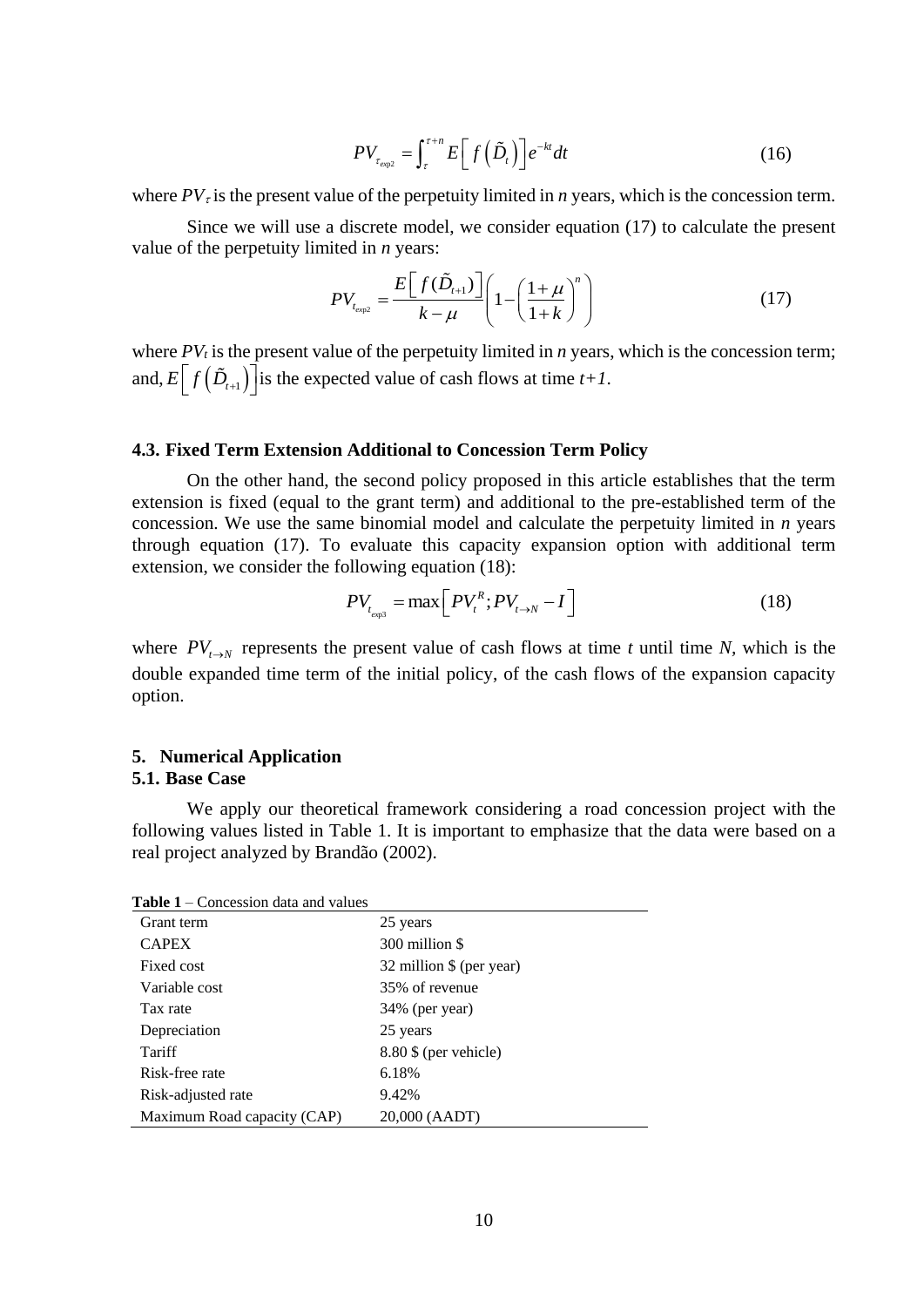$$PV_{\tau_{exp2}} = \int_{\tau}^{\tau+n} E\left[ f\left(\tilde{D}_t\right)\right] e^{-kt} dt \tag{16}$$

where $PV_{\tau}$ is the present value of the perpetuity limited in *n* years, which is the concession term.

Since we will use a discrete model, we consider equation (17) to calculate the present value of the perpetuity limited in *n* years:

$$PV_{t_{exp2}} = \frac{E\left[ f(\tilde{D}_{t+1})\right]}{k-\mu}\left(1-\left(\frac{1+\mu}{1+k}\right)^n\right) \tag{17}$$

where $PV_t$ is the present value of the perpetuity limited in *n* years, which is the concession term; and, $E\left[ f\left(\tilde{D}_{t+1}\right)\right]$ is the expected value of cash flows at time *t+1*.

### 4.3. Fixed Term Extension Additional to Concession Term Policy

On the other hand, the second policy proposed in this article establishes that the term extension is fixed (equal to the grant term) and additional to the pre-established term of the concession. We use the same binomial model and calculate the perpetuity limited in *n* years through equation (17). To evaluate this capacity expansion option with additional term extension, we consider the following equation (18):

$$PV_{t_{exp3}} = \max\left[ PV_t^R ; PV_{t\rightarrow N} - I\right] \tag{18}$$

where $PV_{t\rightarrow N}$ represents the present value of cash flows at time *t* until time *N*, which is the double expanded time term of the initial policy, of the cash flows of the expansion capacity option.

## 5. Numerical Application

### 5.1. Base Case

We apply our theoretical framework considering a road concession project with the following values listed in Table 1. It is important to emphasize that the data were based on a real project analyzed by Brandão (2002).

**Table 1** – Concession data and values

| | |
|---|---|
| Grant term | 25 years |
| CAPEX | 300 million $ |
| Fixed cost | 32 million $ (per year) |
| Variable cost | 35% of revenue |
| Tax rate | 34% (per year) |
| Depreciation | 25 years |
| Tariff | 8.80 $ (per vehicle) |
| Risk-free rate | 6.18% |
| Risk-adjusted rate | 9.42% |
| Maximum Road capacity (CAP) | 20,000 (AADT) |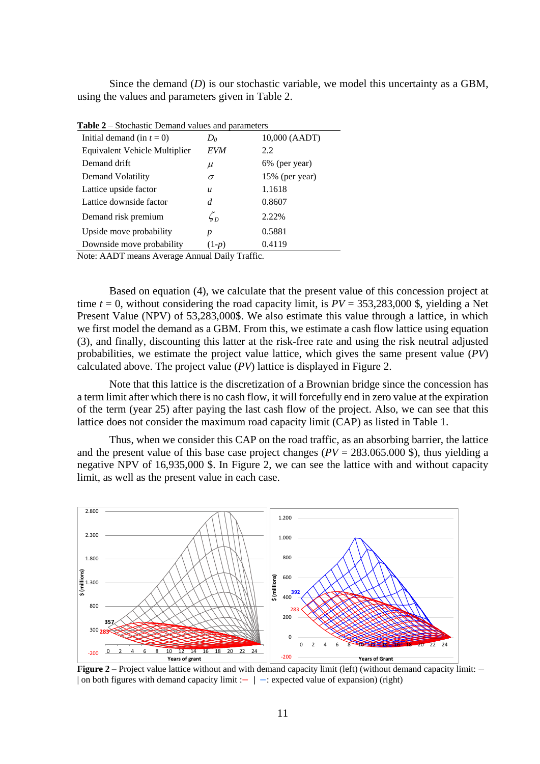Since the demand ($D$) is our stochastic variable, we model this uncertainty as a GBM, using the values and parameters given in Table 2.

**Table 2** – Stochastic Demand values and parameters

| | | |
|---|---|---|
| Initial demand (in $t = 0$) | $D_0$ | 10,000 (AADT) |
| Equivalent Vehicle Multiplier | *EVM* | 2.2 |
| Demand drift | $\mu$ | 6% (per year) |
| Demand Volatility | $\sigma$ | 15% (per year) |
| Lattice upside factor | $u$ | 1.1618 |
| Lattice downside factor | $d$ | 0.8607 |
| Demand risk premium | $\zeta_D$ | 2.22% |
| Upside move probability | $p$ | 0.5881 |
| Downside move probability | $(1\text{-}p)$ | 0.4119 |

Note: AADT means Average Annual Daily Traffic.

Based on equation (4), we calculate that the present value of this concession project at time $t = 0$, without considering the road capacity limit, is $PV$ = 353,283,000 $, yielding a Net Present Value (NPV) of 53,283,000$. We also estimate this value through a lattice, in which we first model the demand as a GBM. From this, we estimate a cash flow lattice using equation (3), and finally, discounting this latter at the risk-free rate and using the risk neutral adjusted probabilities, we estimate the project value lattice, which gives the same present value ($PV$) calculated above. The project value ($PV$) lattice is displayed in Figure 2.

Note that this lattice is the discretization of a Brownian bridge since the concession has a term limit after which there is no cash flow, it will forcefully end in zero value at the expiration of the term (year 25) after paying the last cash flow of the project. Also, we can see that this lattice does not consider the maximum road capacity limit (CAP) as listed in Table 1.

Thus, when we consider this CAP on the road traffic, as an absorbing barrier, the lattice and the present value of this base case project changes ($PV$ = 283.065.000 $), thus yielding a negative NPV of 16,935,000 $. In Figure 2, we can see the lattice with and without capacity limit, as well as the present value in each case.

**Figure 2** – Project value lattice without and with demand capacity limit (left) (without demand capacity limit: – | on both figures with demand capacity limit :– | –: expected value of expansion) (right)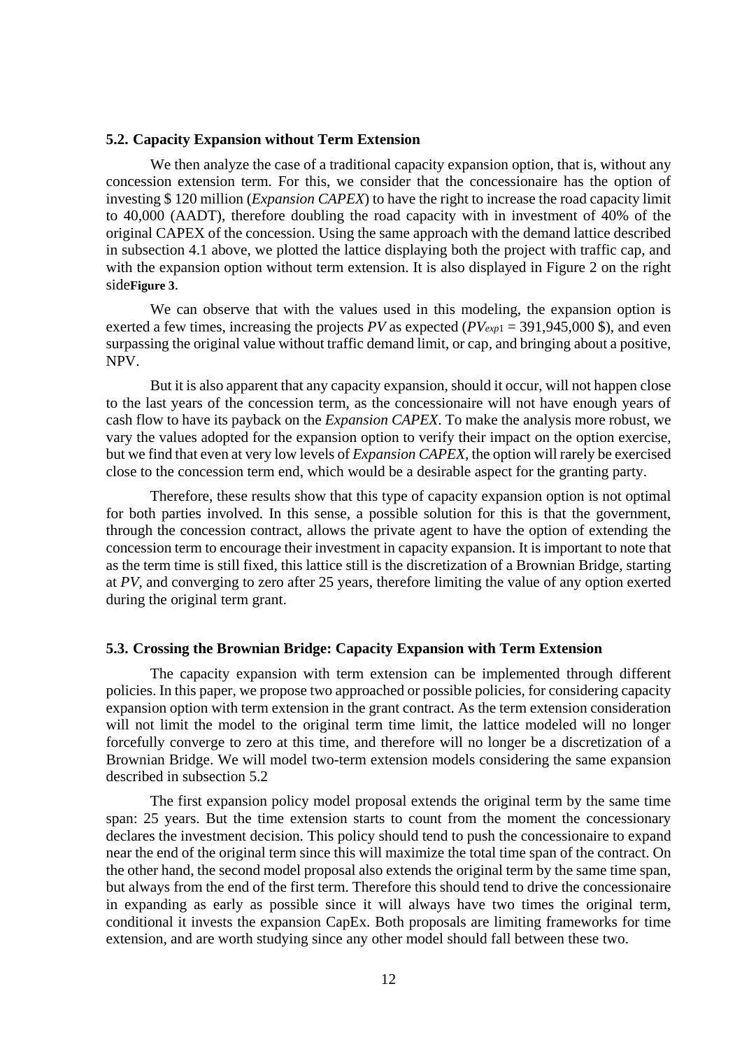### 5.2. Capacity Expansion without Term Extension

We then analyze the case of a traditional capacity expansion option, that is, without any concession extension term. For this, we consider that the concessionaire has the option of investing $ 120 million (*Expansion CAPEX*) to have the right to increase the road capacity limit to 40,000 (AADT), therefore doubling the road capacity with in investment of 40% of the original CAPEX of the concession. Using the same approach with the demand lattice described in subsection 4.1 above, we plotted the lattice displaying both the project with traffic cap, and with the expansion option without term extension. It is also displayed in Figure 2 on the right side**Figure 3**.

We can observe that with the values used in this modeling, the expansion option is exerted a few times, increasing the projects *PV* as expected ($PV_{exp1}$ = 391,945,000 $), and even surpassing the original value without traffic demand limit, or cap, and bringing about a positive, NPV.

But it is also apparent that any capacity expansion, should it occur, will not happen close to the last years of the concession term, as the concessionaire will not have enough years of cash flow to have its payback on the *Expansion CAPEX*. To make the analysis more robust, we vary the values adopted for the expansion option to verify their impact on the option exercise, but we find that even at very low levels of *Expansion CAPEX*, the option will rarely be exercised close to the concession term end, which would be a desirable aspect for the granting party.

Therefore, these results show that this type of capacity expansion option is not optimal for both parties involved. In this sense, a possible solution for this is that the government, through the concession contract, allows the private agent to have the option of extending the concession term to encourage their investment in capacity expansion. It is important to note that as the term time is still fixed, this lattice still is the discretization of a Brownian Bridge, starting at *PV*, and converging to zero after 25 years, therefore limiting the value of any option exerted during the original term grant.

### 5.3. Crossing the Brownian Bridge: Capacity Expansion with Term Extension

The capacity expansion with term extension can be implemented through different policies. In this paper, we propose two approached or possible policies, for considering capacity expansion option with term extension in the grant contract. As the term extension consideration will not limit the model to the original term time limit, the lattice modeled will no longer forcefully converge to zero at this time, and therefore will no longer be a discretization of a Brownian Bridge. We will model two-term extension models considering the same expansion described in subsection 5.2

The first expansion policy model proposal extends the original term by the same time span: 25 years. But the time extension starts to count from the moment the concessionary declares the investment decision. This policy should tend to push the concessionaire to expand near the end of the original term since this will maximize the total time span of the contract. On the other hand, the second model proposal also extends the original term by the same time span, but always from the end of the first term. Therefore this should tend to drive the concessionaire in expanding as early as possible since it will always have two times the original term, conditional it invests the expansion CapEx. Both proposals are limiting frameworks for time extension, and are worth studying since any other model should fall between these two.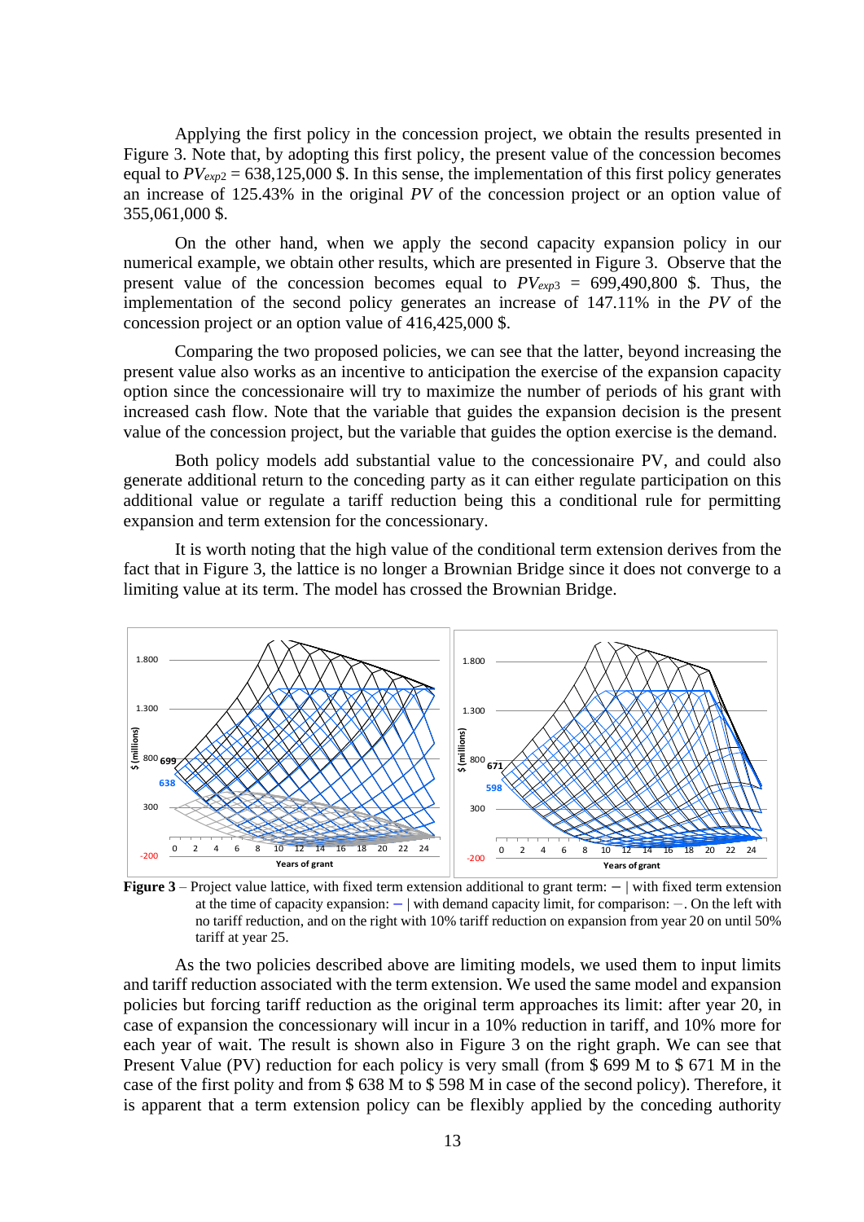Applying the first policy in the concession project, we obtain the results presented in Figure 3. Note that, by adopting this first policy, the present value of the concession becomes equal to $PV_{exp2}$ = 638,125,000 \$. In this sense, the implementation of this first policy generates an increase of 125.43% in the original *PV* of the concession project or an option value of 355,061,000 \$.

On the other hand, when we apply the second capacity expansion policy in our numerical example, we obtain other results, which are presented in Figure 3. Observe that the present value of the concession becomes equal to $PV_{exp3}$ = 699,490,800 \$. Thus, the implementation of the second policy generates an increase of 147.11% in the *PV* of the concession project or an option value of 416,425,000 \$.

Comparing the two proposed policies, we can see that the latter, beyond increasing the present value also works as an incentive to anticipation the exercise of the expansion capacity option since the concessionaire will try to maximize the number of periods of his grant with increased cash flow. Note that the variable that guides the expansion decision is the present value of the concession project, but the variable that guides the option exercise is the demand.

Both policy models add substantial value to the concessionaire PV, and could also generate additional return to the conceding party as it can either regulate participation on this additional value or regulate a tariff reduction being this a conditional rule for permitting expansion and term extension for the concessionary.

It is worth noting that the high value of the conditional term extension derives from the fact that in Figure 3, the lattice is no longer a Brownian Bridge since it does not converge to a limiting value at its term. The model has crossed the Brownian Bridge.

**Figure 3** – Project value lattice, with fixed term extension additional to grant term: – | with fixed term extension at the time of capacity expansion: – | with demand capacity limit, for comparison: –. On the left with no tariff reduction, and on the right with 10% tariff reduction on expansion from year 20 on until 50% tariff at year 25.

As the two policies described above are limiting models, we used them to input limits and tariff reduction associated with the term extension. We used the same model and expansion policies but forcing tariff reduction as the original term approaches its limit: after year 20, in case of expansion the concessionary will incur in a 10% reduction in tariff, and 10% more for each year of wait. The result is shown also in Figure 3 on the right graph. We can see that Present Value (PV) reduction for each policy is very small (from \$ 699 M to \$ 671 M in the case of the first polity and from \$ 638 M to \$ 598 M in case of the second policy). Therefore, it is apparent that a term extension policy can be flexibly applied by the conceding authority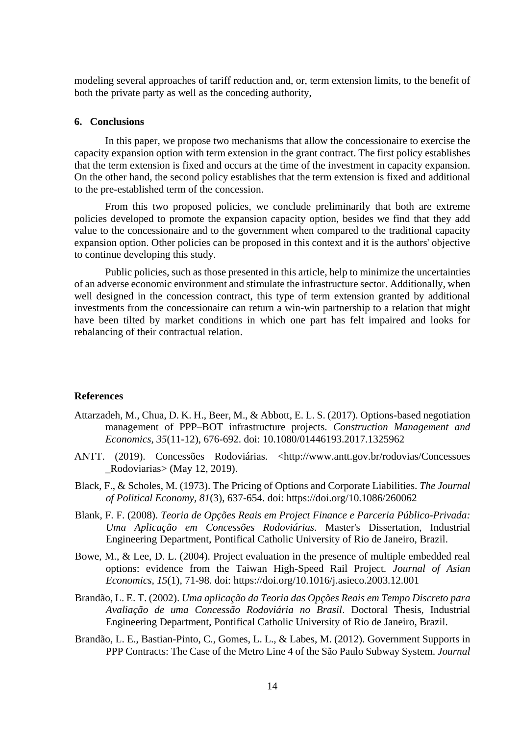modeling several approaches of tariff reduction and, or, term extension limits, to the benefit of both the private party as well as the conceding authority,

## 6. Conclusions

In this paper, we propose two mechanisms that allow the concessionaire to exercise the capacity expansion option with term extension in the grant contract. The first policy establishes that the term extension is fixed and occurs at the time of the investment in capacity expansion. On the other hand, the second policy establishes that the term extension is fixed and additional to the pre-established term of the concession.

From this two proposed policies, we conclude preliminarily that both are extreme policies developed to promote the expansion capacity option, besides we find that they add value to the concessionaire and to the government when compared to the traditional capacity expansion option. Other policies can be proposed in this context and it is the authors' objective to continue developing this study.

Public policies, such as those presented in this article, help to minimize the uncertainties of an adverse economic environment and stimulate the infrastructure sector. Additionally, when well designed in the concession contract, this type of term extension granted by additional investments from the concessionaire can return a win-win partnership to a relation that might have been tilted by market conditions in which one part has felt impaired and looks for rebalancing of their contractual relation.

## References

Attarzadeh, M., Chua, D. K. H., Beer, M., & Abbott, E. L. S. (2017). Options-based negotiation management of PPP–BOT infrastructure projects. *Construction Management and Economics, 35*(11-12), 676-692. doi: 10.1080/01446193.2017.1325962

ANTT. (2019). Concessões Rodoviárias. <http://www.antt.gov.br/rodovias/Concessoes_Rodoviarias> (May 12, 2019).

Black, F., & Scholes, M. (1973). The Pricing of Options and Corporate Liabilities. *The Journal of Political Economy, 81*(3), 637-654. doi: https://doi.org/10.1086/260062

Blank, F. F. (2008). *Teoria de Opções Reais em Project Finance e Parceria Público-Privada: Uma Aplicação em Concessões Rodoviárias*. Master's Dissertation, Industrial Engineering Department, Pontifical Catholic University of Rio de Janeiro, Brazil.

Bowe, M., & Lee, D. L. (2004). Project evaluation in the presence of multiple embedded real options: evidence from the Taiwan High-Speed Rail Project. *Journal of Asian Economics, 15*(1), 71-98. doi: https://doi.org/10.1016/j.asieco.2003.12.001

Brandão, L. E. T. (2002). *Uma aplicação da Teoria das Opções Reais em Tempo Discreto para Avaliação de uma Concessão Rodoviária no Brasil*. Doctoral Thesis, Industrial Engineering Department, Pontifical Catholic University of Rio de Janeiro, Brazil.

Brandão, L. E., Bastian-Pinto, C., Gomes, L. L., & Labes, M. (2012). Government Supports in PPP Contracts: The Case of the Metro Line 4 of the São Paulo Subway System. *Journal*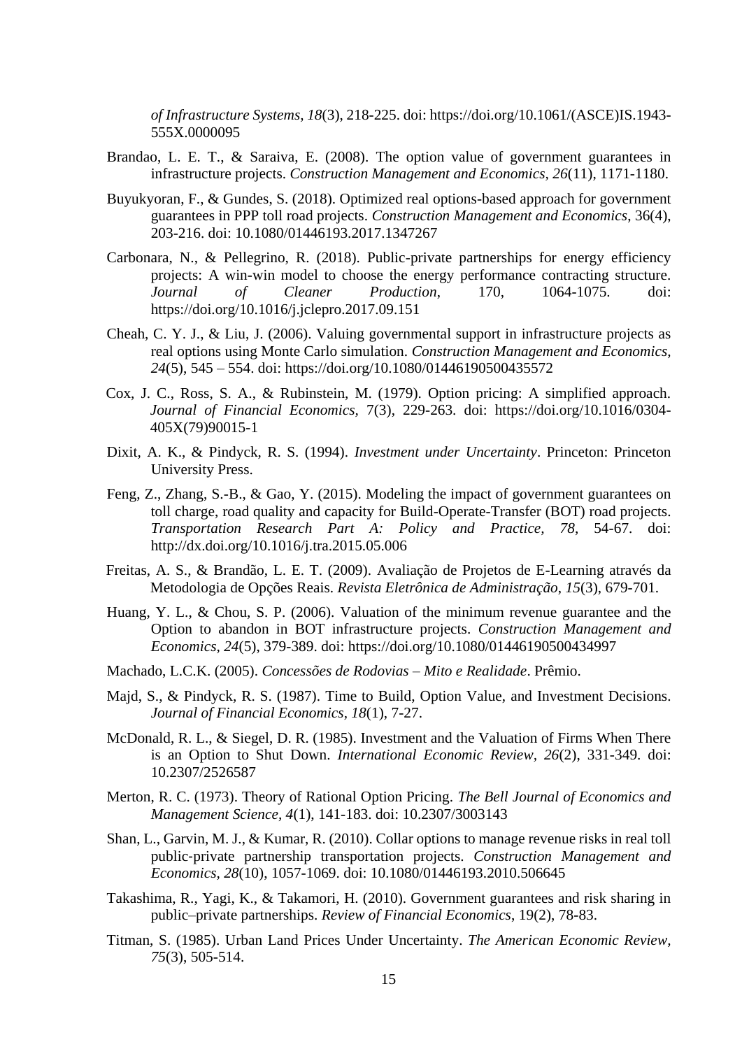*of Infrastructure Systems, 18*(3), 218-225. doi: https://doi.org/10.1061/(ASCE)IS.1943-555X.0000095

Brandao, L. E. T., & Saraiva, E. (2008). The option value of government guarantees in infrastructure projects. *Construction Management and Economics, 26*(11), 1171-1180.

Buyukyoran, F., & Gundes, S. (2018). Optimized real options-based approach for government guarantees in PPP toll road projects. *Construction Management and Economics*, 36(4), 203-216. doi: 10.1080/01446193.2017.1347267

Carbonara, N., & Pellegrino, R. (2018). Public-private partnerships for energy efficiency projects: A win-win model to choose the energy performance contracting structure. *Journal of Cleaner Production*, 170, 1064-1075. doi: https://doi.org/10.1016/j.jclepro.2017.09.151

Cheah, C. Y. J., & Liu, J. (2006). Valuing governmental support in infrastructure projects as real options using Monte Carlo simulation. *Construction Management and Economics, 24*(5), 545 – 554. doi: https://doi.org/10.1080/01446190500435572

Cox, J. C., Ross, S. A., & Rubinstein, M. (1979). Option pricing: A simplified approach. *Journal of Financial Economics,* 7(3), 229-263. doi: https://doi.org/10.1016/0304-405X(79)90015-1

Dixit, A. K., & Pindyck, R. S. (1994). *Investment under Uncertainty*. Princeton: Princeton University Press.

Feng, Z., Zhang, S.-B., & Gao, Y. (2015). Modeling the impact of government guarantees on toll charge, road quality and capacity for Build-Operate-Transfer (BOT) road projects. *Transportation Research Part A: Policy and Practice, 78*, 54-67. doi: http://dx.doi.org/10.1016/j.tra.2015.05.006

Freitas, A. S., & Brandão, L. E. T. (2009). Avaliação de Projetos de E-Learning através da Metodologia de Opções Reais. *Revista Eletrônica de Administração, 15*(3), 679-701.

Huang, Y. L., & Chou, S. P. (2006). Valuation of the minimum revenue guarantee and the Option to abandon in BOT infrastructure projects. *Construction Management and Economics, 24*(5), 379-389. doi: https://doi.org/10.1080/01446190500434997

Machado, L.C.K. (2005). *Concessões de Rodovias – Mito e Realidade*. Prêmio.

Majd, S., & Pindyck, R. S. (1987). Time to Build, Option Value, and Investment Decisions. *Journal of Financial Economics, 18*(1), 7-27.

McDonald, R. L., & Siegel, D. R. (1985). Investment and the Valuation of Firms When There is an Option to Shut Down. *International Economic Review*, *26*(2), 331-349. doi: 10.2307/2526587

Merton, R. C. (1973). Theory of Rational Option Pricing. *The Bell Journal of Economics and Management Science*, *4*(1), 141-183. doi: 10.2307/3003143

Shan, L., Garvin, M. J., & Kumar, R. (2010). Collar options to manage revenue risks in real toll public-private partnership transportation projects. *Construction Management and Economics*, *28*(10), 1057-1069. doi: 10.1080/01446193.2010.506645

Takashima, R., Yagi, K., & Takamori, H. (2010). Government guarantees and risk sharing in public–private partnerships. *Review of Financial Economics*, 19(2), 78-83.

Titman, S. (1985). Urban Land Prices Under Uncertainty. *The American Economic Review, 75*(3), 505-514.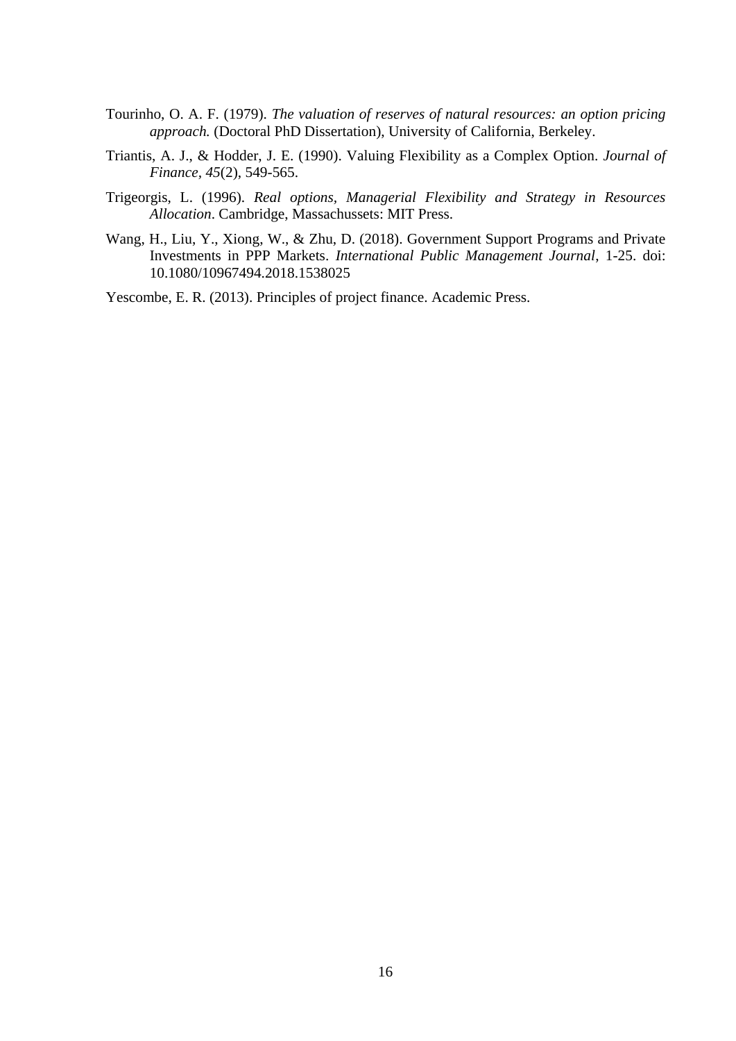Tourinho, O. A. F. (1979). *The valuation of reserves of natural resources: an option pricing approach.* (Doctoral PhD Dissertation), University of California, Berkeley.

Triantis, A. J., & Hodder, J. E. (1990). Valuing Flexibility as a Complex Option. *Journal of Finance, 45*(2), 549-565.

Trigeorgis, L. (1996). *Real options, Managerial Flexibility and Strategy in Resources Allocation*. Cambridge, Massachussets: MIT Press.

Wang, H., Liu, Y., Xiong, W., & Zhu, D. (2018). Government Support Programs and Private Investments in PPP Markets. *International Public Management Journal*, 1-25. doi: 10.1080/10967494.2018.1538025

Yescombe, E. R. (2013). Principles of project finance. Academic Press.